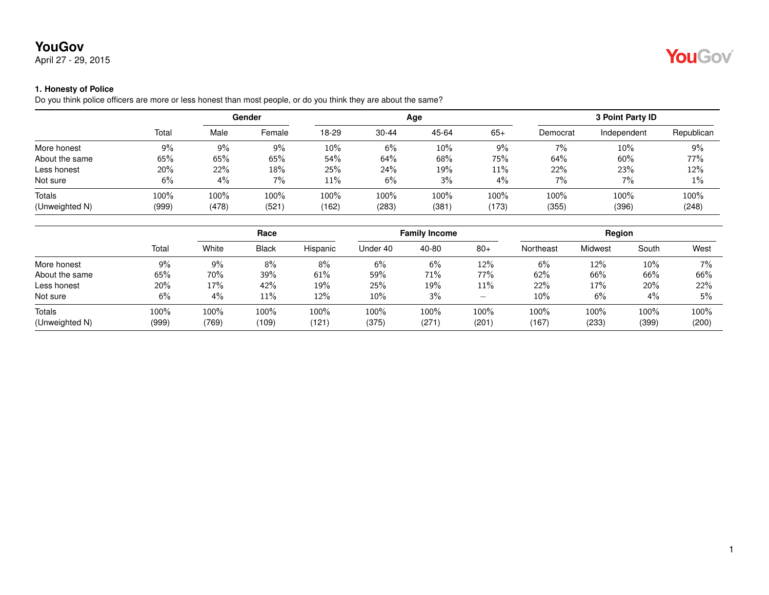# YouGov

April 27 - 29, 2015

### 1. Honesty of Police

Do you think police officers are more or less honest than most people, or do you think they are about the same?

| | | Gender | | Age | | | | 3 Point Party ID | | |
|---|---|---|---|---|---|---|---|---|---|---|
| | Total | Male | Female | 18-29 | 30-44 | 45-64 | 65+ | Democrat | Independent | Republican |
| More honest | 9% | 9% | 9% | 10% | 6% | 10% | 9% | 7% | 10% | 9% |
| About the same | 65% | 65% | 65% | 54% | 64% | 68% | 75% | 64% | 60% | 77% |
| Less honest | 20% | 22% | 18% | 25% | 24% | 19% | 11% | 22% | 23% | 12% |
| Not sure | 6% | 4% | 7% | 11% | 6% | 3% | 4% | 7% | 7% | 1% |
| Totals | 100% | 100% | 100% | 100% | 100% | 100% | 100% | 100% | 100% | 100% |
| (Unweighted N) | (999) | (478) | (521) | (162) | (283) | (381) | (173) | (355) | (396) | (248) |

| | | Race | | | Family Income | | | Region | | | |
|---|---|---|---|---|---|---|---|---|---|---|---|
| | Total | White | Black | Hispanic | Under 40 | 40-80 | 80+ | Northeast | Midwest | South | West |
| More honest | 9% | 9% | 8% | 8% | 6% | 6% | 12% | 6% | 12% | 10% | 7% |
| About the same | 65% | 70% | 39% | 61% | 59% | 71% | 77% | 62% | 66% | 66% | 66% |
| Less honest | 20% | 17% | 42% | 19% | 25% | 19% | 11% | 22% | 17% | 20% | 22% |
| Not sure | 6% | 4% | 11% | 12% | 10% | 3% | – | 10% | 6% | 4% | 5% |
| Totals | 100% | 100% | 100% | 100% | 100% | 100% | 100% | 100% | 100% | 100% | 100% |
| (Unweighted N) | (999) | (769) | (109) | (121) | (375) | (271) | (201) | (167) | (233) | (399) | (200) |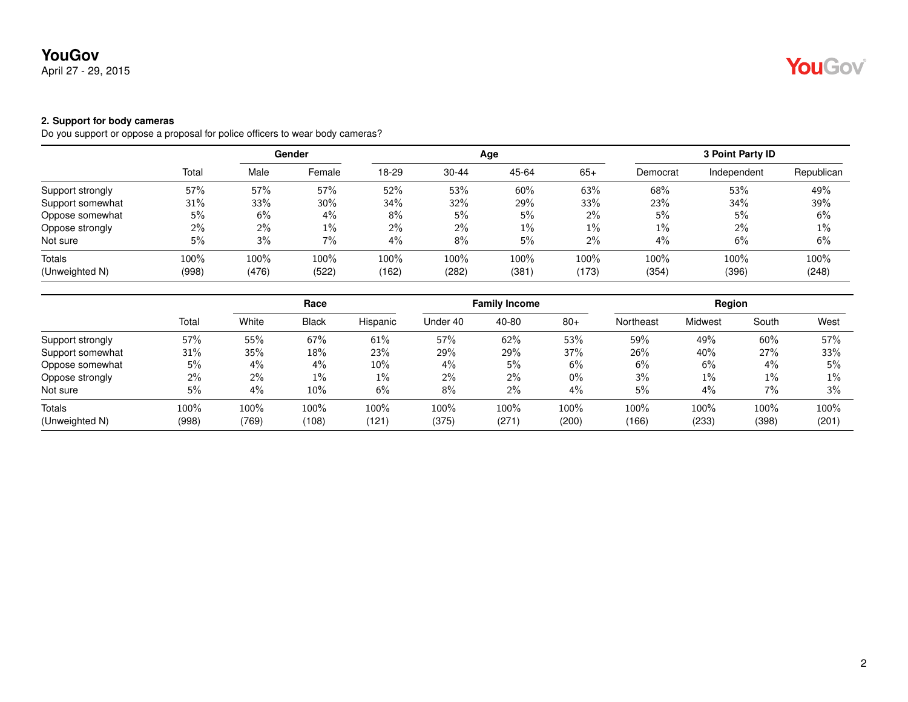**YouGov**
April 27 - 29, 2015

**2. Support for body cameras**

Do you support or oppose a proposal for police officers to wear body cameras?

| | | Gender | | Age | | | | 3 Point Party ID | | |
|---|---|---|---|---|---|---|---|---|---|---|
| | Total | Male | Female | 18-29 | 30-44 | 45-64 | 65+ | Democrat | Independent | Republican |
| Support strongly | 57% | 57% | 57% | 52% | 53% | 60% | 63% | 68% | 53% | 49% |
| Support somewhat | 31% | 33% | 30% | 34% | 32% | 29% | 33% | 23% | 34% | 39% |
| Oppose somewhat | 5% | 6% | 4% | 8% | 5% | 5% | 2% | 5% | 5% | 6% |
| Oppose strongly | 2% | 2% | 1% | 2% | 2% | 1% | 1% | 1% | 2% | 1% |
| Not sure | 5% | 3% | 7% | 4% | 8% | 5% | 2% | 4% | 6% | 6% |
| Totals | 100% | 100% | 100% | 100% | 100% | 100% | 100% | 100% | 100% | 100% |
| (Unweighted N) | (998) | (476) | (522) | (162) | (282) | (381) | (173) | (354) | (396) | (248) |

| | | Race | | | Family Income | | | Region | | | |
|---|---|---|---|---|---|---|---|---|---|---|---|
| | Total | White | Black | Hispanic | Under 40 | 40-80 | 80+ | Northeast | Midwest | South | West |
| Support strongly | 57% | 55% | 67% | 61% | 57% | 62% | 53% | 59% | 49% | 60% | 57% |
| Support somewhat | 31% | 35% | 18% | 23% | 29% | 29% | 37% | 26% | 40% | 27% | 33% |
| Oppose somewhat | 5% | 4% | 4% | 10% | 4% | 5% | 6% | 6% | 6% | 4% | 5% |
| Oppose strongly | 2% | 2% | 1% | 1% | 2% | 2% | 0% | 3% | 1% | 1% | 1% |
| Not sure | 5% | 4% | 10% | 6% | 8% | 2% | 4% | 5% | 4% | 7% | 3% |
| Totals | 100% | 100% | 100% | 100% | 100% | 100% | 100% | 100% | 100% | 100% | 100% |
| (Unweighted N) | (998) | (769) | (108) | (121) | (375) | (271) | (200) | (166) | (233) | (398) | (201) |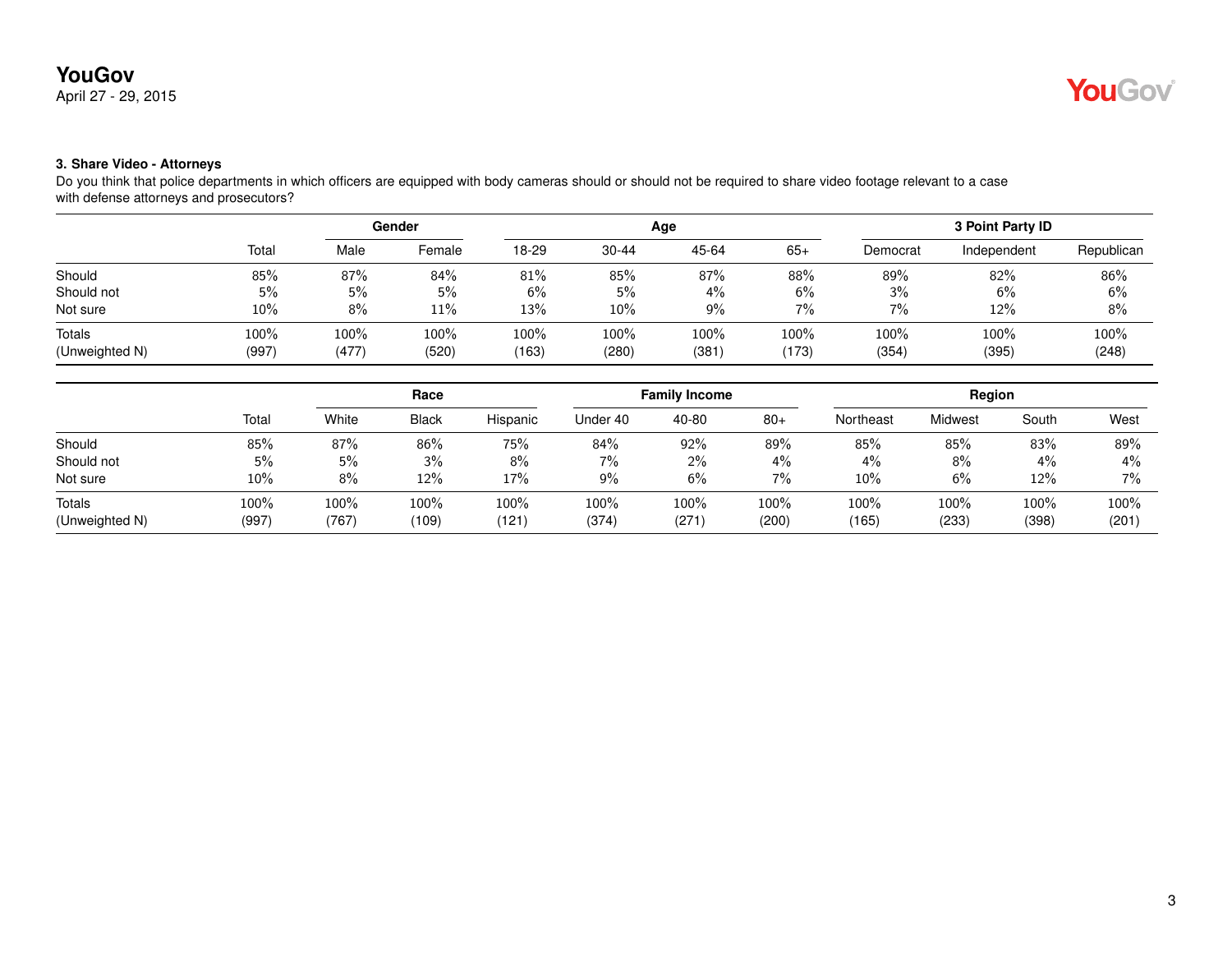**YouGov**
April 27 - 29, 2015

### 3. Share Video - Attorneys

Do you think that police departments in which officers are equipped with body cameras should or should not be required to share video footage relevant to a case with defense attorneys and prosecutors?

| | | Gender | | Age | | | | 3 Point Party ID | | |
|---|---|---|---|---|---|---|---|---|---|---|
| | Total | Male | Female | 18-29 | 30-44 | 45-64 | 65+ | Democrat | Independent | Republican |
| Should | 85% | 87% | 84% | 81% | 85% | 87% | 88% | 89% | 82% | 86% |
| Should not | 5% | 5% | 5% | 6% | 5% | 4% | 6% | 3% | 6% | 6% |
| Not sure | 10% | 8% | 11% | 13% | 10% | 9% | 7% | 7% | 12% | 8% |
| Totals | 100% | 100% | 100% | 100% | 100% | 100% | 100% | 100% | 100% | 100% |
| (Unweighted N) | (997) | (477) | (520) | (163) | (280) | (381) | (173) | (354) | (395) | (248) |

| | | Race | | | Family Income | | | Region | | | |
|---|---|---|---|---|---|---|---|---|---|---|---|
| | Total | White | Black | Hispanic | Under 40 | 40-80 | 80+ | Northeast | Midwest | South | West |
| Should | 85% | 87% | 86% | 75% | 84% | 92% | 89% | 85% | 85% | 83% | 89% |
| Should not | 5% | 5% | 3% | 8% | 7% | 2% | 4% | 4% | 8% | 4% | 4% |
| Not sure | 10% | 8% | 12% | 17% | 9% | 6% | 7% | 10% | 6% | 12% | 7% |
| Totals | 100% | 100% | 100% | 100% | 100% | 100% | 100% | 100% | 100% | 100% | 100% |
| (Unweighted N) | (997) | (767) | (109) | (121) | (374) | (271) | (200) | (165) | (233) | (398) | (201) |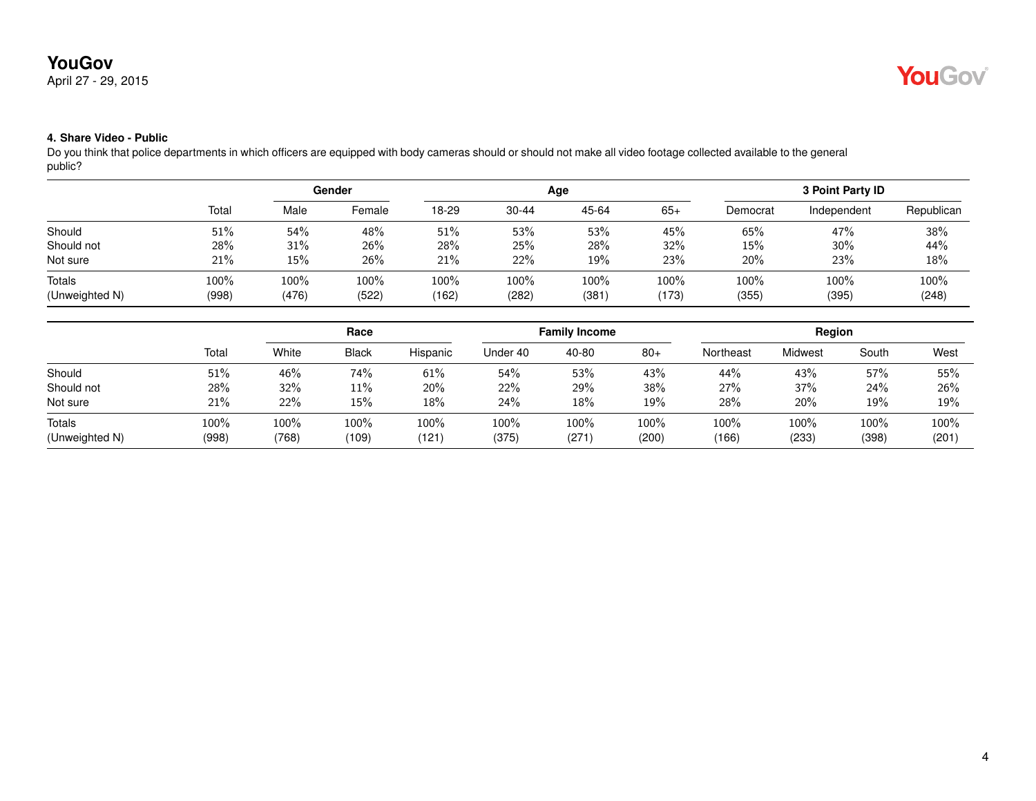YouGov
April 27 - 29, 2015

#### 4. Share Video - Public

Do you think that police departments in which officers are equipped with body cameras should or should not make all video footage collected available to the general public?

| | | Gender | | Age | | | | 3 Point Party ID | | |
|---|---|---|---|---|---|---|---|---|---|---|
| | Total | Male | Female | 18-29 | 30-44 | 45-64 | 65+ | Democrat | Independent | Republican |
| Should | 51% | 54% | 48% | 51% | 53% | 53% | 45% | 65% | 47% | 38% |
| Should not | 28% | 31% | 26% | 28% | 25% | 28% | 32% | 15% | 30% | 44% |
| Not sure | 21% | 15% | 26% | 21% | 22% | 19% | 23% | 20% | 23% | 18% |
| Totals | 100% | 100% | 100% | 100% | 100% | 100% | 100% | 100% | 100% | 100% |
| (Unweighted N) | (998) | (476) | (522) | (162) | (282) | (381) | (173) | (355) | (395) | (248) |

| | | Race | | | Family Income | | | Region | | | |
|---|---|---|---|---|---|---|---|---|---|---|---|
| | Total | White | Black | Hispanic | Under 40 | 40-80 | 80+ | Northeast | Midwest | South | West |
| Should | 51% | 46% | 74% | 61% | 54% | 53% | 43% | 44% | 43% | 57% | 55% |
| Should not | 28% | 32% | 11% | 20% | 22% | 29% | 38% | 27% | 37% | 24% | 26% |
| Not sure | 21% | 22% | 15% | 18% | 24% | 18% | 19% | 28% | 20% | 19% | 19% |
| Totals | 100% | 100% | 100% | 100% | 100% | 100% | 100% | 100% | 100% | 100% | 100% |
| (Unweighted N) | (998) | (768) | (109) | (121) | (375) | (271) | (200) | (166) | (233) | (398) | (201) |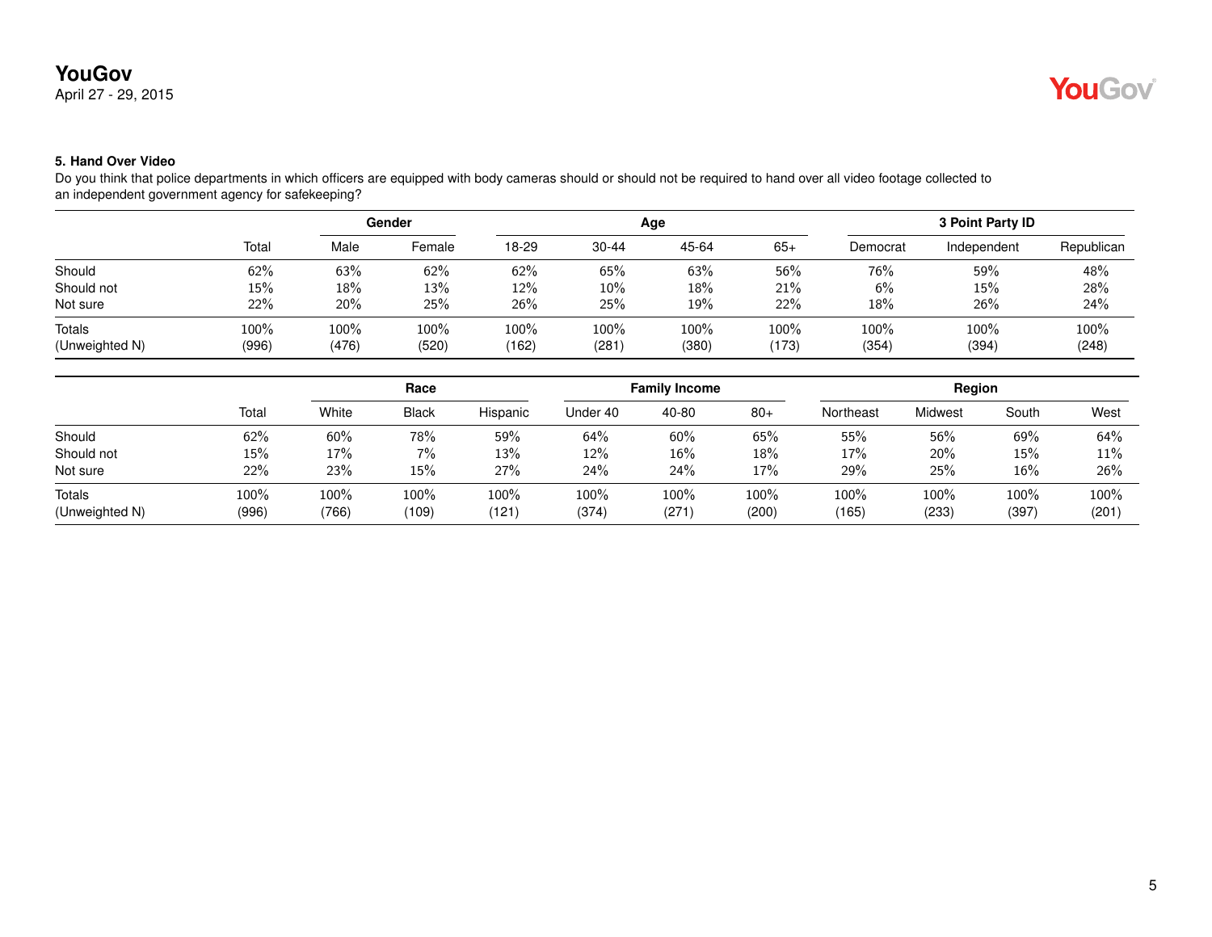### 5. Hand Over Video

Do you think that police departments in which officers are equipped with body cameras should or should not be required to hand over all video footage collected to an independent government agency for safekeeping?

| | | Gender | | Age | | | | 3 Point Party ID | | |
|---|---|---|---|---|---|---|---|---|---|---|
| | Total | Male | Female | 18-29 | 30-44 | 45-64 | 65+ | Democrat | Independent | Republican |
| Should | 62% | 63% | 62% | 62% | 65% | 63% | 56% | 76% | 59% | 48% |
| Should not | 15% | 18% | 13% | 12% | 10% | 18% | 21% | 6% | 15% | 28% |
| Not sure | 22% | 20% | 25% | 26% | 25% | 19% | 22% | 18% | 26% | 24% |
| Totals | 100% | 100% | 100% | 100% | 100% | 100% | 100% | 100% | 100% | 100% |
| (Unweighted N) | (996) | (476) | (520) | (162) | (281) | (380) | (173) | (354) | (394) | (248) |

| | | Race | | | Family Income | | | Region | | | |
|---|---|---|---|---|---|---|---|---|---|---|---|
| | Total | White | Black | Hispanic | Under 40 | 40-80 | 80+ | Northeast | Midwest | South | West |
| Should | 62% | 60% | 78% | 59% | 64% | 60% | 65% | 55% | 56% | 69% | 64% |
| Should not | 15% | 17% | 7% | 13% | 12% | 16% | 18% | 17% | 20% | 15% | 11% |
| Not sure | 22% | 23% | 15% | 27% | 24% | 24% | 17% | 29% | 25% | 16% | 26% |
| Totals | 100% | 100% | 100% | 100% | 100% | 100% | 100% | 100% | 100% | 100% | 100% |
| (Unweighted N) | (996) | (766) | (109) | (121) | (374) | (271) | (200) | (165) | (233) | (397) | (201) |